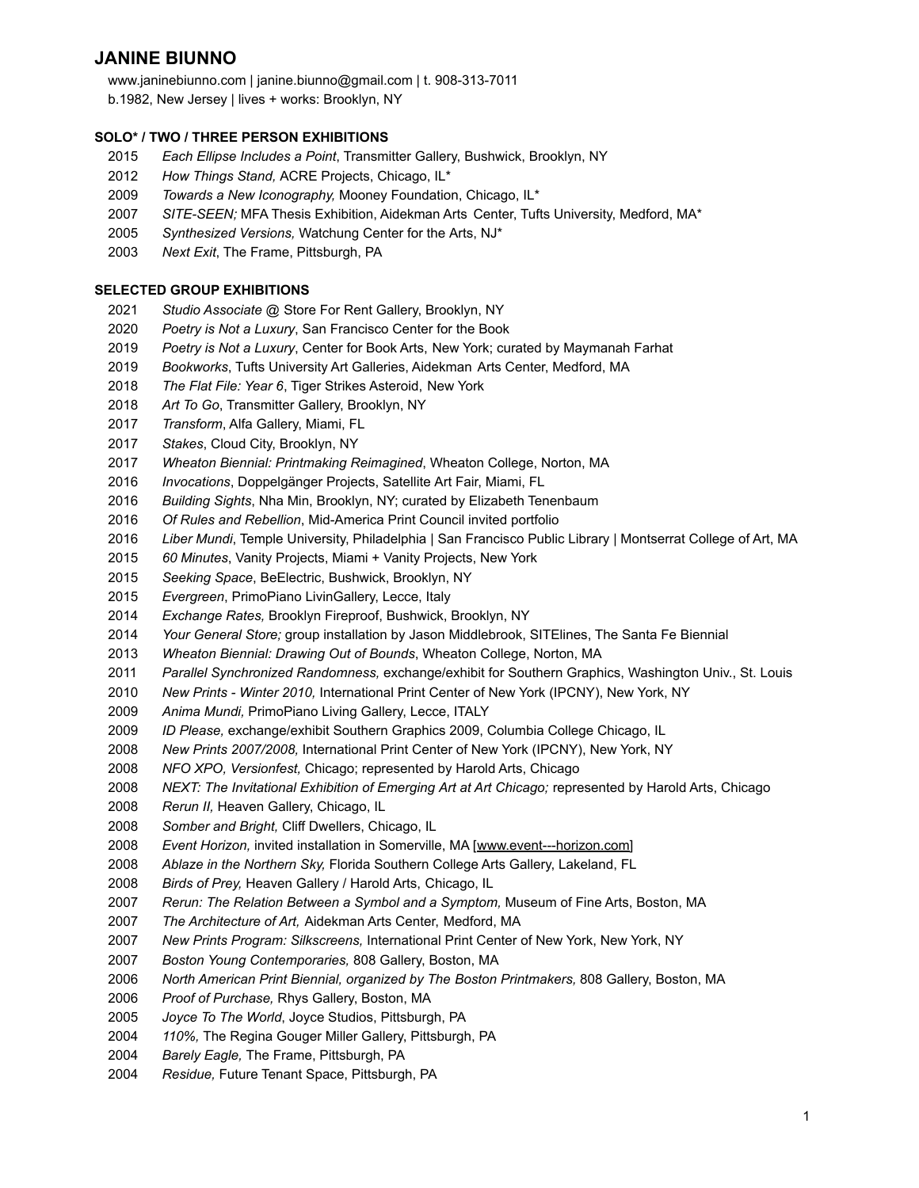# JANINE BIUNNO

www.janinebiunno.com | janine.biunno@gmail.com | t. 908-313-7011
b.1982, New Jersey | lives + works: Brooklyn, NY

## SOLO* / TWO / THREE PERSON EXHIBITIONS

2015 *Each Ellipse Includes a Point*, Transmitter Gallery, Bushwick, Brooklyn, NY
2012 *How Things Stand,* ACRE Projects, Chicago, IL*
2009 *Towards a New Iconography,* Mooney Foundation, Chicago, IL*
2007 *SITE-SEEN;* MFA Thesis Exhibition, Aidekman Arts Center, Tufts University, Medford, MA*
2005 *Synthesized Versions,* Watchung Center for the Arts, NJ*
2003 *Next Exit*, The Frame, Pittsburgh, PA

## SELECTED GROUP EXHIBITIONS

2021 *Studio Associate* @ Store For Rent Gallery, Brooklyn, NY
2020 *Poetry is Not a Luxury*, San Francisco Center for the Book
2019 *Poetry is Not a Luxury*, Center for Book Arts, New York; curated by Maymanah Farhat
2019 *Bookworks*, Tufts University Art Galleries, Aidekman Arts Center, Medford, MA
2018 *The Flat File: Year 6*, Tiger Strikes Asteroid, New York
2018 *Art To Go*, Transmitter Gallery, Brooklyn, NY
2017 *Transform*, Alfa Gallery, Miami, FL
2017 *Stakes*, Cloud City, Brooklyn, NY
2017 *Wheaton Biennial: Printmaking Reimagined*, Wheaton College, Norton, MA
2016 *Invocations*, Doppelgänger Projects, Satellite Art Fair, Miami, FL
2016 *Building Sights*, Nha Min, Brooklyn, NY; curated by Elizabeth Tenenbaum
2016 *Of Rules and Rebellion*, Mid-America Print Council invited portfolio
2016 *Liber Mundi*, Temple University, Philadelphia | San Francisco Public Library | Montserrat College of Art, MA
2015 *60 Minutes*, Vanity Projects, Miami + Vanity Projects, New York
2015 *Seeking Space*, BeElectric, Bushwick, Brooklyn, NY
2015 *Evergreen*, PrimoPiano LivinGallery, Lecce, Italy
2014 *Exchange Rates,* Brooklyn Fireproof, Bushwick, Brooklyn, NY
2014 *Your General Store;* group installation by Jason Middlebrook, SITElines, The Santa Fe Biennial
2013 *Wheaton Biennial: Drawing Out of Bounds*, Wheaton College, Norton, MA
2011 *Parallel Synchronized Randomness,* exchange/exhibit for Southern Graphics, Washington Univ., St. Louis
2010 *New Prints - Winter 2010,* International Print Center of New York (IPCNY), New York, NY
2009 *Anima Mundi,* PrimoPiano Living Gallery, Lecce, ITALY
2009 *ID Please,* exchange/exhibit Southern Graphics 2009, Columbia College Chicago, IL
2008 *New Prints 2007/2008,* International Print Center of New York (IPCNY), New York, NY
2008 *NFO XPO, Versionfest,* Chicago; represented by Harold Arts, Chicago
2008 *NEXT: The Invitational Exhibition of Emerging Art at Art Chicago;* represented by Harold Arts, Chicago
2008 *Rerun II,* Heaven Gallery, Chicago, IL
2008 *Somber and Bright,* Cliff Dwellers, Chicago, IL
2008 *Event Horizon,* invited installation in Somerville, MA [www.event---horizon.com]
2008 *Ablaze in the Northern Sky,* Florida Southern College Arts Gallery, Lakeland, FL
2008 *Birds of Prey,* Heaven Gallery / Harold Arts, Chicago, IL
2007 *Rerun: The Relation Between a Symbol and a Symptom,* Museum of Fine Arts, Boston, MA
2007 *The Architecture of Art,* Aidekman Arts Center, Medford, MA
2007 *New Prints Program: Silkscreens,* International Print Center of New York, New York, NY
2007 *Boston Young Contemporaries,* 808 Gallery, Boston, MA
2006 *North American Print Biennial, organized by The Boston Printmakers,* 808 Gallery, Boston, MA
2006 *Proof of Purchase,* Rhys Gallery, Boston, MA
2005 *Joyce To The World*, Joyce Studios, Pittsburgh, PA
2004 *110%,* The Regina Gouger Miller Gallery, Pittsburgh, PA
2004 *Barely Eagle,* The Frame, Pittsburgh, PA
2004 *Residue,* Future Tenant Space, Pittsburgh, PA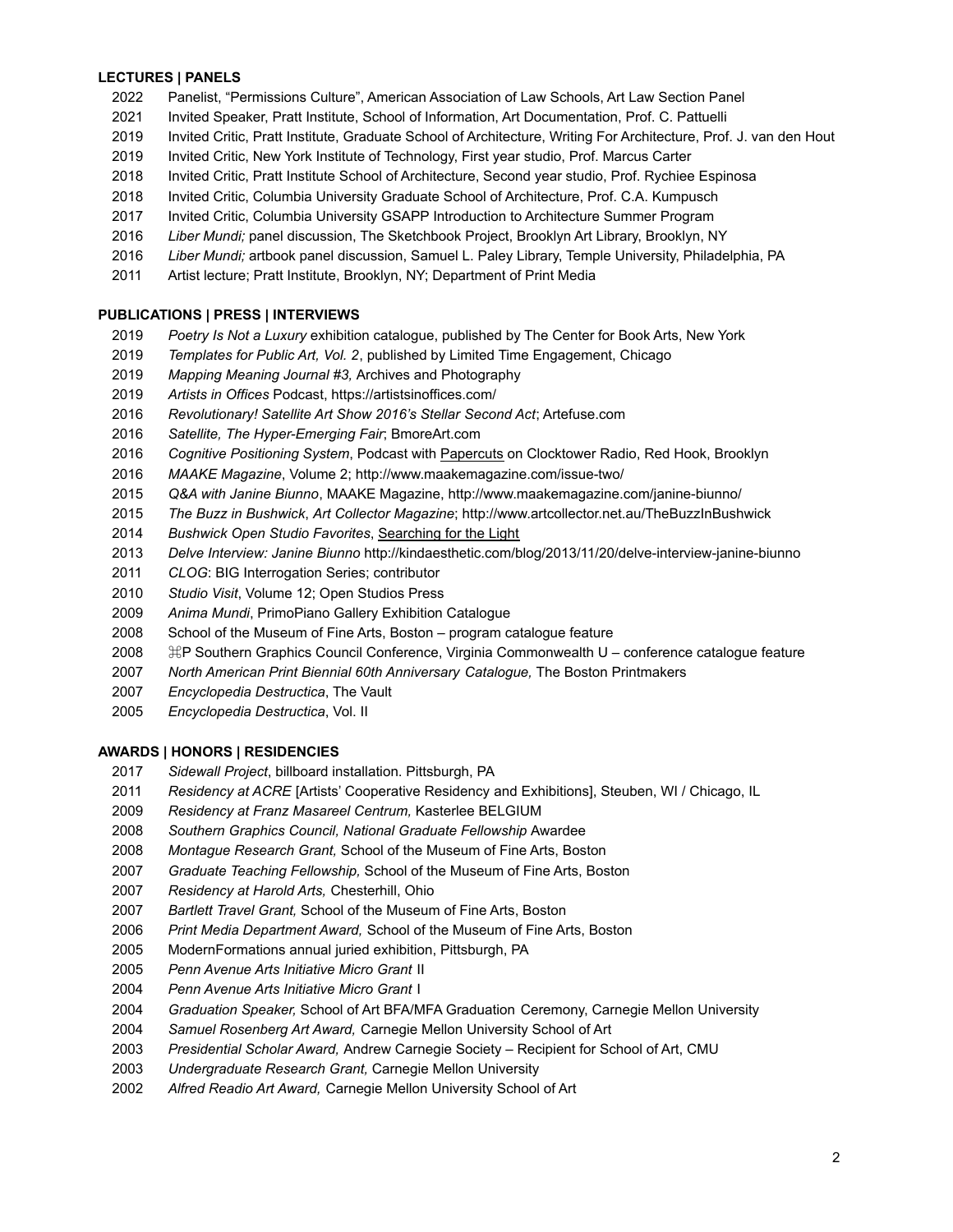**LECTURES | PANELS**

2022 Panelist, "Permissions Culture", American Association of Law Schools, Art Law Section Panel
2021 Invited Speaker, Pratt Institute, School of Information, Art Documentation, Prof. C. Pattuelli
2019 Invited Critic, Pratt Institute, Graduate School of Architecture, Writing For Architecture, Prof. J. van den Hout
2019 Invited Critic, New York Institute of Technology, First year studio, Prof. Marcus Carter
2018 Invited Critic, Pratt Institute School of Architecture, Second year studio, Prof. Rychiee Espinosa
2018 Invited Critic, Columbia University Graduate School of Architecture, Prof. C.A. Kumpusch
2017 Invited Critic, Columbia University GSAPP Introduction to Architecture Summer Program
2016 *Liber Mundi;* panel discussion, The Sketchbook Project, Brooklyn Art Library, Brooklyn, NY
2016 *Liber Mundi;* artbook panel discussion, Samuel L. Paley Library, Temple University, Philadelphia, PA
2011 Artist lecture; Pratt Institute, Brooklyn, NY; Department of Print Media

**PUBLICATIONS | PRESS | INTERVIEWS**

2019 *Poetry Is Not a Luxury* exhibition catalogue, published by The Center for Book Arts, New York
2019 *Templates for Public Art, Vol. 2*, published by Limited Time Engagement, Chicago
2019 *Mapping Meaning Journal #3,* Archives and Photography
2019 *Artists in Offices* Podcast, https://artistsinoffices.com/
2016 *Revolutionary! Satellite Art Show 2016's Stellar Second Act*; Artefuse.com
2016 *Satellite, The Hyper-Emerging Fair*; BmoreArt.com
2016 *Cognitive Positioning System*, Podcast with Papercuts on Clocktower Radio, Red Hook, Brooklyn
2016 *MAAKE Magazine*, Volume 2; http://www.maakemagazine.com/issue-two/
2015 *Q&A with Janine Biunno*, MAAKE Magazine, http://www.maakemagazine.com/janine-biunno/
2015 *The Buzz in Bushwick*, *Art Collector Magazine*; http://www.artcollector.net.au/TheBuzzInBushwick
2014 *Bushwick Open Studio Favorites*, Searching for the Light
2013 *Delve Interview: Janine Biunno* http://kindaesthetic.com/blog/2013/11/20/delve-interview-janine-biunno
2011 *CLOG*: BIG Interrogation Series; contributor
2010 *Studio Visit*, Volume 12; Open Studios Press
2009 *Anima Mundi*, PrimoPiano Gallery Exhibition Catalogue
2008 School of the Museum of Fine Arts, Boston – program catalogue feature
2008 ⌘P Southern Graphics Council Conference, Virginia Commonwealth U – conference catalogue feature
2007 *North American Print Biennial 60th Anniversary Catalogue,* The Boston Printmakers
2007 *Encyclopedia Destructica*, The Vault
2005 *Encyclopedia Destructica*, Vol. II

**AWARDS | HONORS | RESIDENCIES**

2017 *Sidewall Project*, billboard installation. Pittsburgh, PA
2011 *Residency at ACRE* [Artists' Cooperative Residency and Exhibitions], Steuben, WI / Chicago, IL
2009 *Residency at Franz Masareel Centrum,* Kasterlee BELGIUM
2008 *Southern Graphics Council, National Graduate Fellowship* Awardee
2008 *Montague Research Grant,* School of the Museum of Fine Arts, Boston
2007 *Graduate Teaching Fellowship,* School of the Museum of Fine Arts, Boston
2007 *Residency at Harold Arts,* Chesterhill, Ohio
2007 *Bartlett Travel Grant,* School of the Museum of Fine Arts, Boston
2006 *Print Media Department Award,* School of the Museum of Fine Arts, Boston
2005 ModernFormations annual juried exhibition, Pittsburgh, PA
2005 *Penn Avenue Arts Initiative Micro Grant* II
2004 *Penn Avenue Arts Initiative Micro Grant* I
2004 *Graduation Speaker,* School of Art BFA/MFA Graduation Ceremony, Carnegie Mellon University
2004 *Samuel Rosenberg Art Award,* Carnegie Mellon University School of Art
2003 *Presidential Scholar Award,* Andrew Carnegie Society – Recipient for School of Art, CMU
2003 *Undergraduate Research Grant,* Carnegie Mellon University
2002 *Alfred Readio Art Award,* Carnegie Mellon University School of Art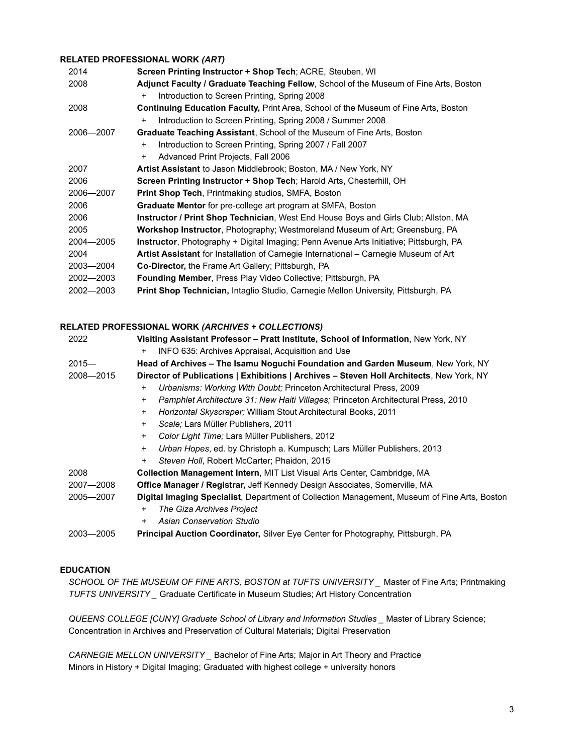**RELATED PROFESSIONAL WORK *(ART)***

| | |
|---|---|
| 2014 | **Screen Printing Instructor + Shop Tech**; ACRE, Steuben, WI |
| 2008 | **Adjunct Faculty / Graduate Teaching Fellow**, School of the Museum of Fine Arts, Boston |
| | + Introduction to Screen Printing, Spring 2008 |
| 2008 | **Continuing Education Faculty,** Print Area, School of the Museum of Fine Arts, Boston |
| | + Introduction to Screen Printing, Spring 2008 / Summer 2008 |
| 2006—2007 | **Graduate Teaching Assistant**, School of the Museum of Fine Arts, Boston |
| | + Introduction to Screen Printing, Spring 2007 / Fall 2007 |
| | + Advanced Print Projects, Fall 2006 |
| 2007 | **Artist Assistant** to Jason Middlebrook; Boston, MA / New York, NY |
| 2006 | **Screen Printing Instructor + Shop Tech**; Harold Arts, Chesterhill, OH |
| 2006—2007 | **Print Shop Tech**, Printmaking studios, SMFA, Boston |
| 2006 | **Graduate Mentor** for pre-college art program at SMFA, Boston |
| 2006 | **Instructor / Print Shop Technician**, West End House Boys and Girls Club; Allston, MA |
| 2005 | **Workshop Instructor**, Photography; Westmoreland Museum of Art; Greensburg, PA |
| 2004—2005 | **Instructor**, Photography + Digital Imaging; Penn Avenue Arts Initiative; Pittsburgh, PA |
| 2004 | **Artist Assistant** for Installation of Carnegie International – Carnegie Museum of Art |
| 2003—2004 | **Co-Director,** the Frame Art Gallery; Pittsburgh, PA |
| 2002—2003 | **Founding Member**, Press Play Video Collective; Pittsburgh, PA |
| 2002—2003 | **Print Shop Technician,** Intaglio Studio, Carnegie Mellon University, Pittsburgh, PA |

**RELATED PROFESSIONAL WORK *(ARCHIVES + COLLECTIONS)***

| | |
|---|---|
| 2022 | **Visiting Assistant Professor – Pratt Institute, School of Information**, New York, NY |
| | + INFO 635: Archives Appraisal, Acquisition and Use |
| 2015— | **Head of Archives – The Isamu Noguchi Foundation and Garden Museum**, New York, NY |
| 2008—2015 | **Director of Publications \| Exhibitions \| Archives – Steven Holl Architects**, New York, NY |
| | + *Urbanisms: Working With Doubt;* Princeton Architectural Press, 2009 |
| | + *Pamphlet Architecture 31: New Haiti Villages;* Princeton Architectural Press, 2010 |
| | + *Horizontal Skyscraper;* William Stout Architectural Books, 2011 |
| | + *Scale;* Lars Müller Publishers, 2011 |
| | + *Color Light Time;* Lars Müller Publishers, 2012 |
| | + *Urban Hopes*, ed. by Christoph a. Kumpusch; Lars Müller Publishers, 2013 |
| | + *Steven Holl*, Robert McCarter; Phaidon, 2015 |
| 2008 | **Collection Management Intern**, MIT List Visual Arts Center, Cambridge, MA |
| 2007—2008 | **Office Manager / Registrar,** Jeff Kennedy Design Associates, Somerville, MA |
| 2005—2007 | **Digital Imaging Specialist**, Department of Collection Management, Museum of Fine Arts, Boston |
| | + *The Giza Archives Project* |
| | + *Asian Conservation Studio* |
| 2003—2005 | **Principal Auction Coordinator,** Silver Eye Center for Photography, Pittsburgh, PA |

**EDUCATION**

*SCHOOL OF THE MUSEUM OF FINE ARTS, BOSTON at TUFTS UNIVERSITY* _ Master of Fine Arts; Printmaking
*TUFTS UNIVERSITY* _ Graduate Certificate in Museum Studies; Art History Concentration

*QUEENS COLLEGE [CUNY] Graduate School of Library and Information Studies* _ Master of Library Science; Concentration in Archives and Preservation of Cultural Materials; Digital Preservation

*CARNEGIE MELLON UNIVERSITY* _ Bachelor of Fine Arts; Major in Art Theory and Practice
Minors in History + Digital Imaging; Graduated with highest college + university honors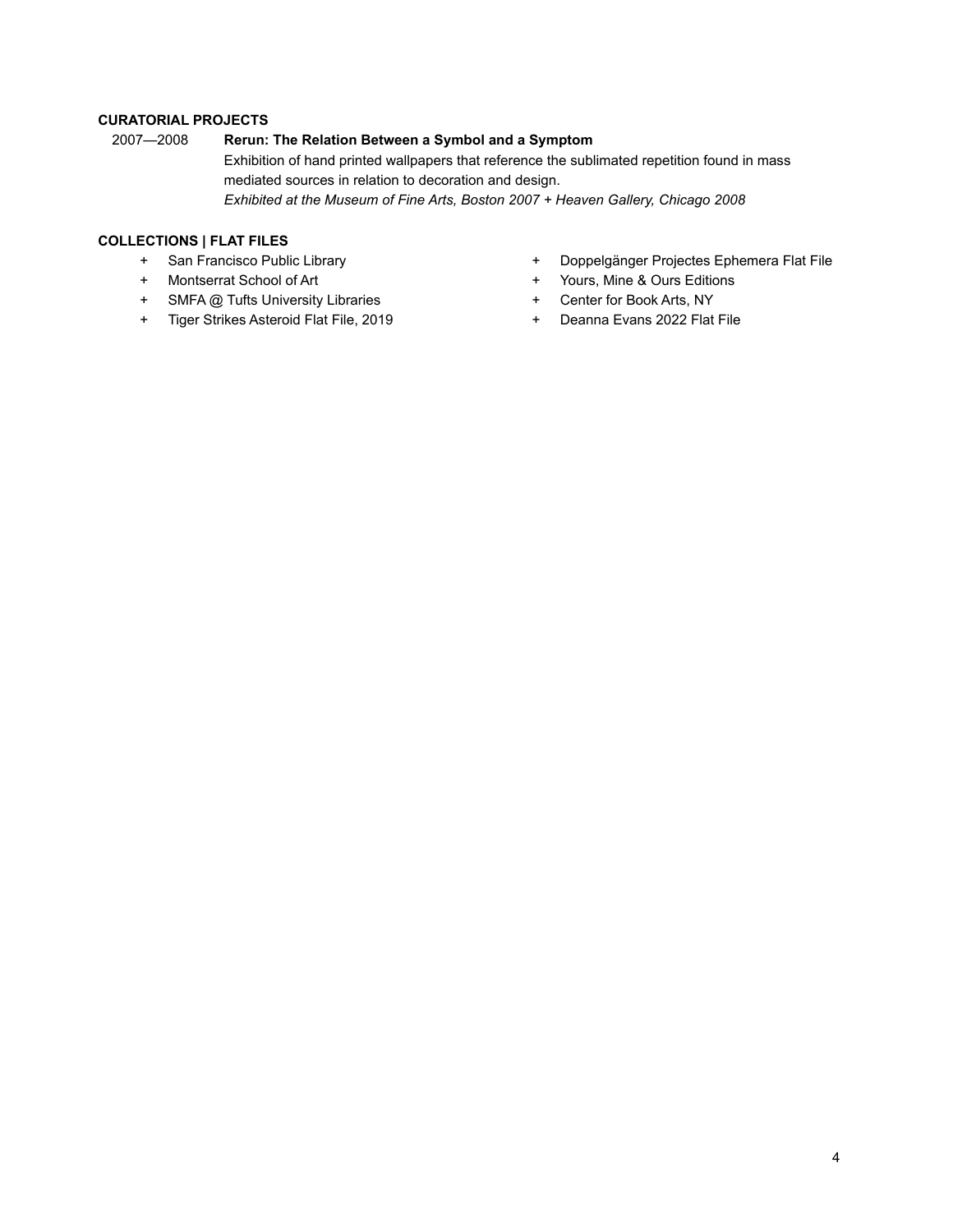**CURATORIAL PROJECTS**

2007—2008 **Rerun: The Relation Between a Symbol and a Symptom**
Exhibition of hand printed wallpapers that reference the sublimated repetition found in mass mediated sources in relation to decoration and design.
*Exhibited at the Museum of Fine Arts, Boston 2007 + Heaven Gallery, Chicago 2008*

**COLLECTIONS | FLAT FILES**

+ San Francisco Public Library
+ Montserrat School of Art
+ SMFA @ Tufts University Libraries
+ Tiger Strikes Asteroid Flat File, 2019
+ Doppelgänger Projectes Ephemera Flat File
+ Yours, Mine & Ours Editions
+ Center for Book Arts, NY
+ Deanna Evans 2022 Flat File